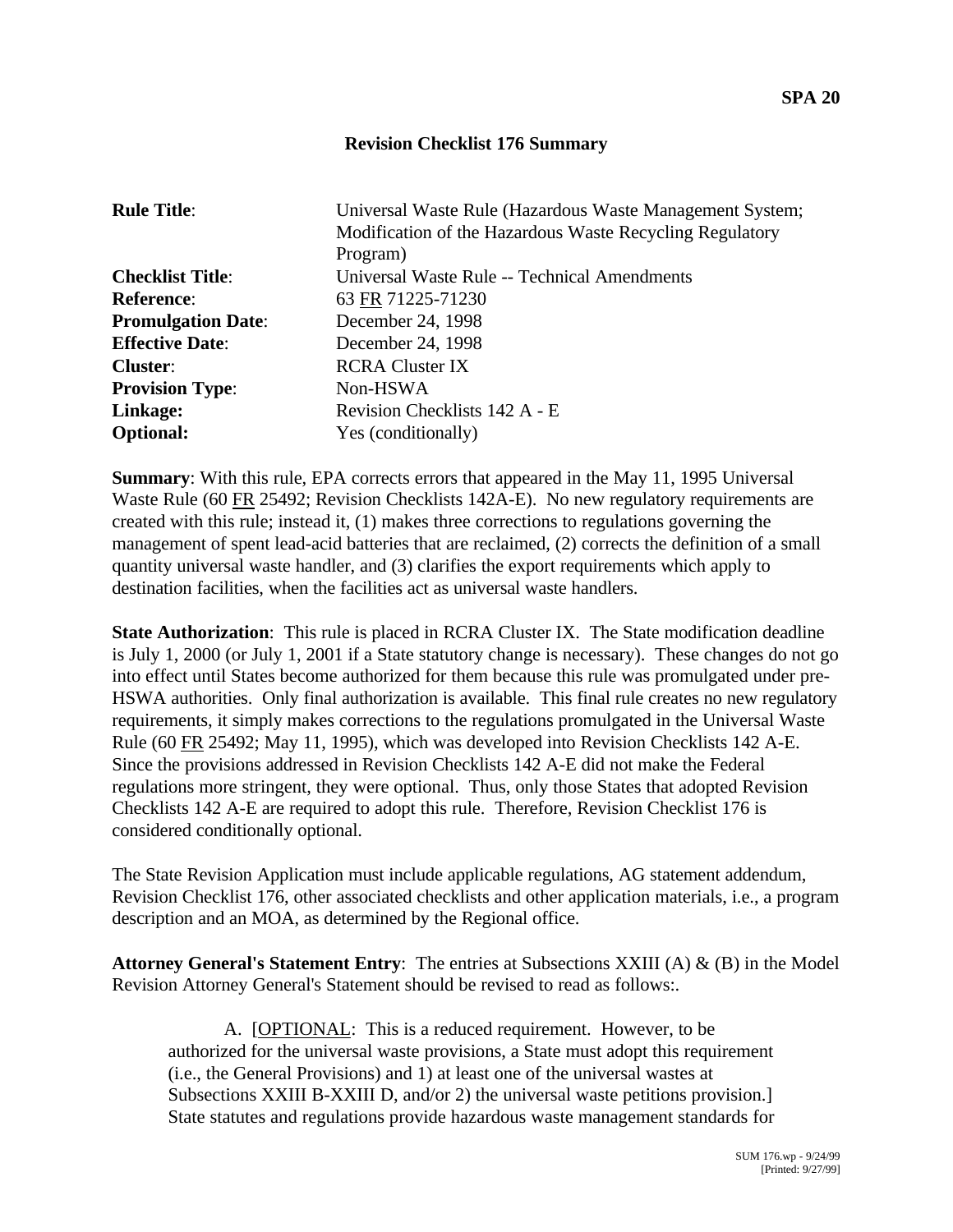**SPA 20**

## Revision Checklist 176 Summary

| | |
|---|---|
| **Rule Title**: | Universal Waste Rule (Hazardous Waste Management System; Modification of the Hazardous Waste Recycling Regulatory Program) |
| **Checklist Title**: | Universal Waste Rule -- Technical Amendments |
| **Reference**: | 63 FR 71225-71230 |
| **Promulgation Date**: | December 24, 1998 |
| **Effective Date**: | December 24, 1998 |
| **Cluster**: | RCRA Cluster IX |
| **Provision Type**: | Non-HSWA |
| **Linkage:** | Revision Checklists 142 A - E |
| **Optional:** | Yes (conditionally) |

**Summary**: With this rule, EPA corrects errors that appeared in the May 11, 1995 Universal Waste Rule (60 FR 25492; Revision Checklists 142A-E). No new regulatory requirements are created with this rule; instead it, (1) makes three corrections to regulations governing the management of spent lead-acid batteries that are reclaimed, (2) corrects the definition of a small quantity universal waste handler, and (3) clarifies the export requirements which apply to destination facilities, when the facilities act as universal waste handlers.

**State Authorization**: This rule is placed in RCRA Cluster IX. The State modification deadline is July 1, 2000 (or July 1, 2001 if a State statutory change is necessary). These changes do not go into effect until States become authorized for them because this rule was promulgated under pre-HSWA authorities. Only final authorization is available. This final rule creates no new regulatory requirements, it simply makes corrections to the regulations promulgated in the Universal Waste Rule (60 FR 25492; May 11, 1995), which was developed into Revision Checklists 142 A-E. Since the provisions addressed in Revision Checklists 142 A-E did not make the Federal regulations more stringent, they were optional. Thus, only those States that adopted Revision Checklists 142 A-E are required to adopt this rule. Therefore, Revision Checklist 176 is considered conditionally optional.

The State Revision Application must include applicable regulations, AG statement addendum, Revision Checklist 176, other associated checklists and other application materials, i.e., a program description and an MOA, as determined by the Regional office.

**Attorney General's Statement Entry**: The entries at Subsections XXIII (A) & (B) in the Model Revision Attorney General's Statement should be revised to read as follows:.

> A. [OPTIONAL: This is a reduced requirement. However, to be authorized for the universal waste provisions, a State must adopt this requirement (i.e., the General Provisions) and 1) at least one of the universal wastes at Subsections XXIII B-XXIII D, and/or 2) the universal waste petitions provision.] State statutes and regulations provide hazardous waste management standards for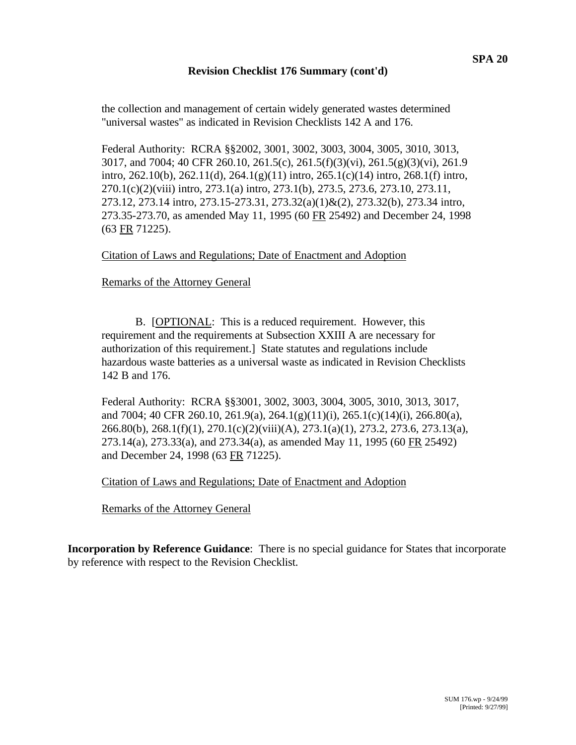## Revision Checklist 176 Summary (cont'd)

the collection and management of certain widely generated wastes determined "universal wastes" as indicated in Revision Checklists 142 A and 176.

Federal Authority: RCRA §§2002, 3001, 3002, 3003, 3004, 3005, 3010, 3013, 3017, and 7004; 40 CFR 260.10, 261.5(c), 261.5(f)(3)(vi), 261.5(g)(3)(vi), 261.9 intro, 262.10(b), 262.11(d), 264.1(g)(11) intro, 265.1(c)(14) intro, 268.1(f) intro, 270.1(c)(2)(viii) intro, 273.1(a) intro, 273.1(b), 273.5, 273.6, 273.10, 273.11, 273.12, 273.14 intro, 273.15-273.31, 273.32(a)(1)&(2), 273.32(b), 273.34 intro, 273.35-273.70, as amended May 11, 1995 (60 FR 25492) and December 24, 1998 (63 FR 71225).

Citation of Laws and Regulations; Date of Enactment and Adoption

Remarks of the Attorney General

B. [OPTIONAL: This is a reduced requirement. However, this requirement and the requirements at Subsection XXIII A are necessary for authorization of this requirement.] State statutes and regulations include hazardous waste batteries as a universal waste as indicated in Revision Checklists 142 B and 176.

Federal Authority: RCRA §§3001, 3002, 3003, 3004, 3005, 3010, 3013, 3017, and 7004; 40 CFR 260.10, 261.9(a), 264.1(g)(11)(i), 265.1(c)(14)(i), 266.80(a), 266.80(b), 268.1(f)(1), 270.1(c)(2)(viii)(A), 273.1(a)(1), 273.2, 273.6, 273.13(a), 273.14(a), 273.33(a), and 273.34(a), as amended May 11, 1995 (60 FR 25492) and December 24, 1998 (63 FR 71225).

Citation of Laws and Regulations; Date of Enactment and Adoption

Remarks of the Attorney General

**Incorporation by Reference Guidance**: There is no special guidance for States that incorporate by reference with respect to the Revision Checklist.